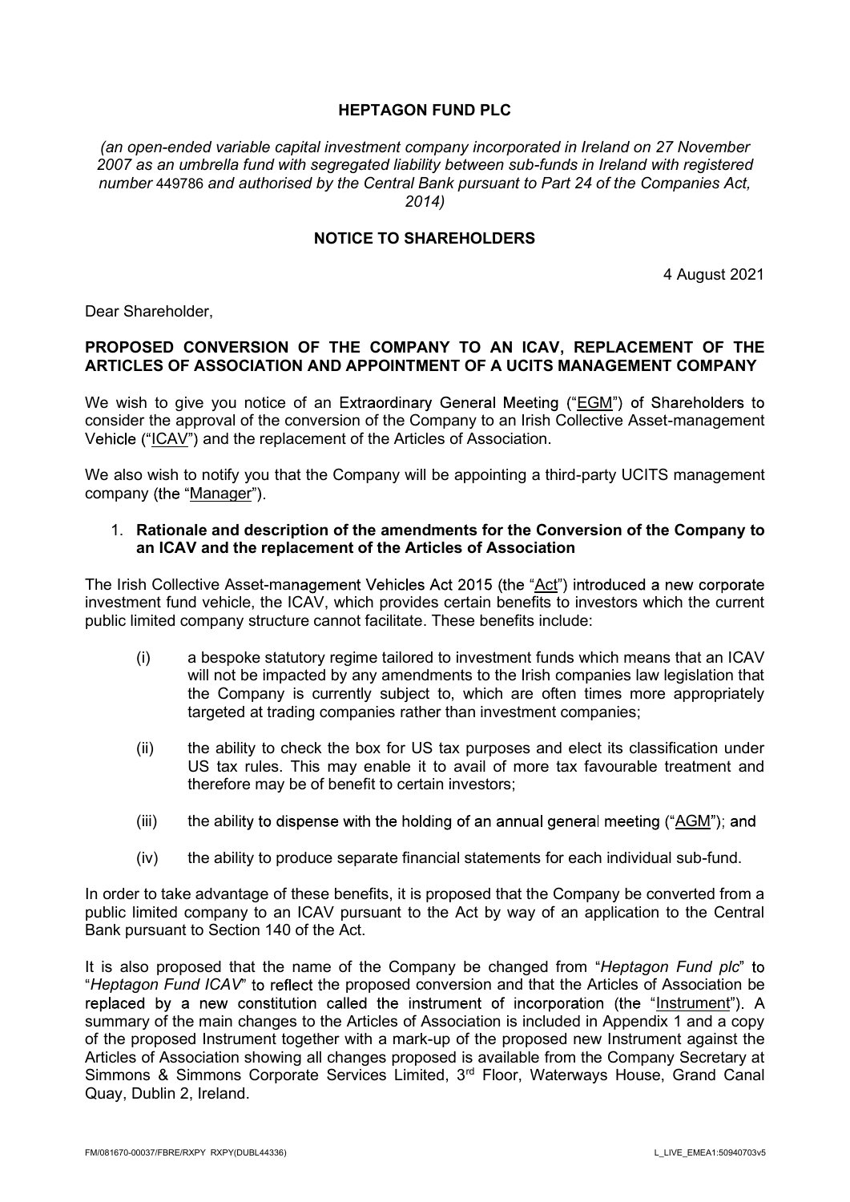**HEPTAGON FUND PLC**

*(an open-ended variable capital investment company incorporated in Ireland on 27 November 2007 as an umbrella fund with segregated liability between sub-funds in Ireland with registered number* 449786 *and authorised by the Central Bank pursuant to Part 24 of the Companies Act, 2014)*

**NOTICE TO SHAREHOLDERS**

4 August 2021

Dear Shareholder,

**PROPOSED CONVERSION OF THE COMPANY TO AN ICAV, REPLACEMENT OF THE ARTICLES OF ASSOCIATION AND APPOINTMENT OF A UCITS MANAGEMENT COMPANY**

We wish to give you notice of an Extraordinary General Meeting ("EGM") of Shareholders to consider the approval of the conversion of the Company to an Irish Collective Asset-management Vehicle ("ICAV") and the replacement of the Articles of Association.

We also wish to notify you that the Company will be appointing a third-party UCITS management company (the "Manager").

1. **Rationale and description of the amendments for the Conversion of the Company to an ICAV and the replacement of the Articles of Association**

The Irish Collective Asset-management Vehicles Act 2015 (the "Act") introduced a new corporate investment fund vehicle, the ICAV, which provides certain benefits to investors which the current public limited company structure cannot facilitate. These benefits include:

(i) a bespoke statutory regime tailored to investment funds which means that an ICAV will not be impacted by any amendments to the Irish companies law legislation that the Company is currently subject to, which are often times more appropriately targeted at trading companies rather than investment companies;

(ii) the ability to check the box for US tax purposes and elect its classification under US tax rules. This may enable it to avail of more tax favourable treatment and therefore may be of benefit to certain investors;

(iii) the ability to dispense with the holding of an annual general meeting ("AGM"); and

(iv) the ability to produce separate financial statements for each individual sub-fund.

In order to take advantage of these benefits, it is proposed that the Company be converted from a public limited company to an ICAV pursuant to the Act by way of an application to the Central Bank pursuant to Section 140 of the Act.

It is also proposed that the name of the Company be changed from "*Heptagon Fund plc*" to "*Heptagon Fund ICAV*" to reflect the proposed conversion and that the Articles of Association be replaced by a new constitution called the instrument of incorporation (the "Instrument"). A summary of the main changes to the Articles of Association is included in Appendix 1 and a copy of the proposed Instrument together with a mark-up of the proposed new Instrument against the Articles of Association showing all changes proposed is available from the Company Secretary at Simmons & Simmons Corporate Services Limited, 3rd Floor, Waterways House, Grand Canal Quay, Dublin 2, Ireland.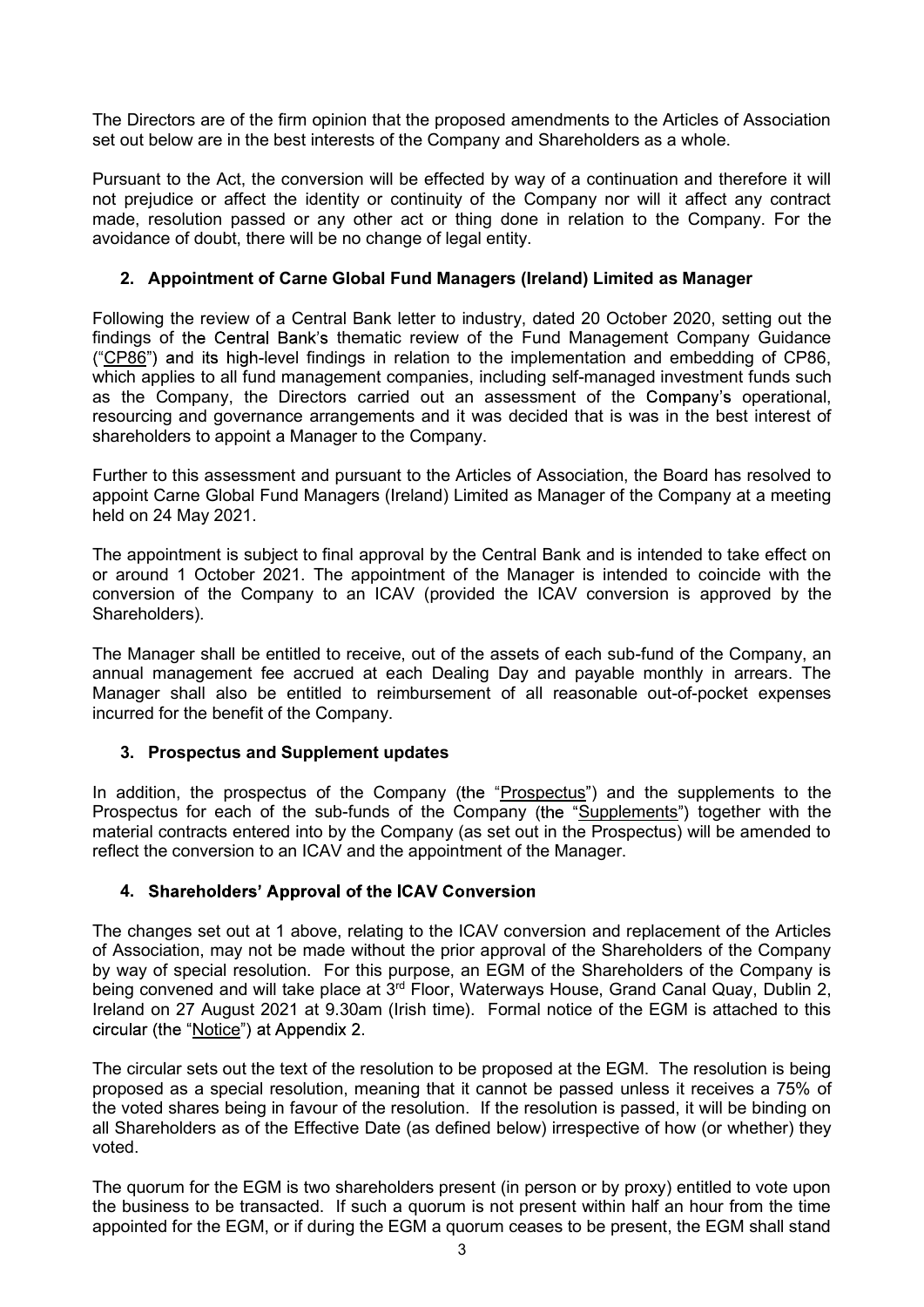The Directors are of the firm opinion that the proposed amendments to the Articles of Association set out below are in the best interests of the Company and Shareholders as a whole.

Pursuant to the Act, the conversion will be effected by way of a continuation and therefore it will not prejudice or affect the identity or continuity of the Company nor will it affect any contract made, resolution passed or any other act or thing done in relation to the Company. For the avoidance of doubt, there will be no change of legal entity.

## 2. Appointment of Carne Global Fund Managers (Ireland) Limited as Manager

Following the review of a Central Bank letter to industry, dated 20 October 2020, setting out the findings of the Central Bank's thematic review of the Fund Management Company Guidance ("CP86") and its high-level findings in relation to the implementation and embedding of CP86, which applies to all fund management companies, including self-managed investment funds such as the Company, the Directors carried out an assessment of the Company's operational, resourcing and governance arrangements and it was decided that is was in the best interest of shareholders to appoint a Manager to the Company.

Further to this assessment and pursuant to the Articles of Association, the Board has resolved to appoint Carne Global Fund Managers (Ireland) Limited as Manager of the Company at a meeting held on 24 May 2021.

The appointment is subject to final approval by the Central Bank and is intended to take effect on or around 1 October 2021. The appointment of the Manager is intended to coincide with the conversion of the Company to an ICAV (provided the ICAV conversion is approved by the Shareholders).

The Manager shall be entitled to receive, out of the assets of each sub-fund of the Company, an annual management fee accrued at each Dealing Day and payable monthly in arrears. The Manager shall also be entitled to reimbursement of all reasonable out-of-pocket expenses incurred for the benefit of the Company.

## 3. Prospectus and Supplement updates

In addition, the prospectus of the Company (the "Prospectus") and the supplements to the Prospectus for each of the sub-funds of the Company (the "Supplements") together with the material contracts entered into by the Company (as set out in the Prospectus) will be amended to reflect the conversion to an ICAV and the appointment of the Manager.

## 4. Shareholders' Approval of the ICAV Conversion

The changes set out at 1 above, relating to the ICAV conversion and replacement of the Articles of Association, may not be made without the prior approval of the Shareholders of the Company by way of special resolution. For this purpose, an EGM of the Shareholders of the Company is being convened and will take place at 3rd Floor, Waterways House, Grand Canal Quay, Dublin 2, Ireland on 27 August 2021 at 9.30am (Irish time). Formal notice of the EGM is attached to this circular (the "Notice") at Appendix 2.

The circular sets out the text of the resolution to be proposed at the EGM. The resolution is being proposed as a special resolution, meaning that it cannot be passed unless it receives a 75% of the voted shares being in favour of the resolution. If the resolution is passed, it will be binding on all Shareholders as of the Effective Date (as defined below) irrespective of how (or whether) they voted.

The quorum for the EGM is two shareholders present (in person or by proxy) entitled to vote upon the business to be transacted. If such a quorum is not present within half an hour from the time appointed for the EGM, or if during the EGM a quorum ceases to be present, the EGM shall stand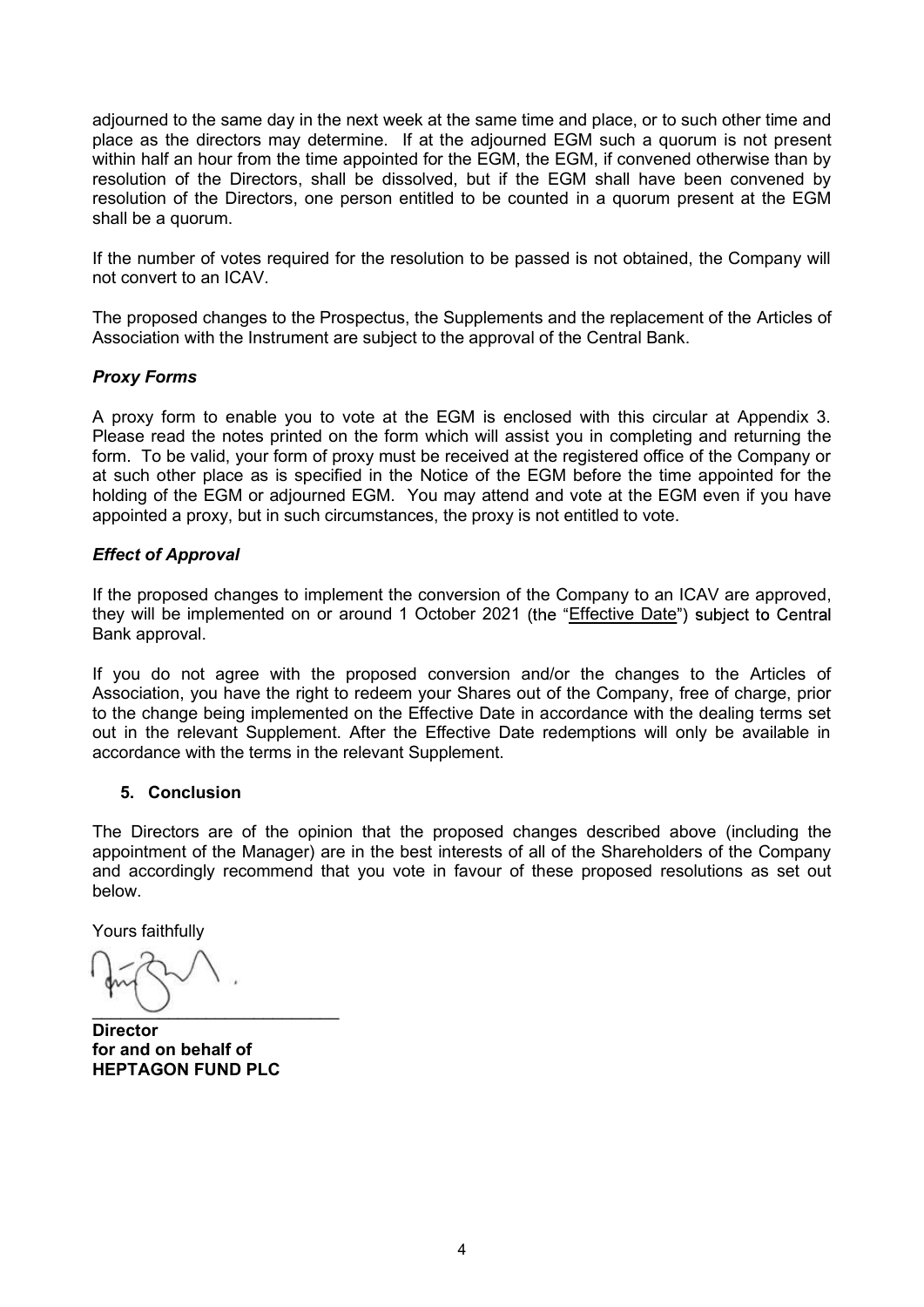adjourned to the same day in the next week at the same time and place, or to such other time and place as the directors may determine. If at the adjourned EGM such a quorum is not present within half an hour from the time appointed for the EGM, the EGM, if convened otherwise than by resolution of the Directors, shall be dissolved, but if the EGM shall have been convened by resolution of the Directors, one person entitled to be counted in a quorum present at the EGM shall be a quorum.

If the number of votes required for the resolution to be passed is not obtained, the Company will not convert to an ICAV.

The proposed changes to the Prospectus, the Supplements and the replacement of the Articles of Association with the Instrument are subject to the approval of the Central Bank.

### *Proxy Forms*

A proxy form to enable you to vote at the EGM is enclosed with this circular at Appendix 3. Please read the notes printed on the form which will assist you in completing and returning the form. To be valid, your form of proxy must be received at the registered office of the Company or at such other place as is specified in the Notice of the EGM before the time appointed for the holding of the EGM or adjourned EGM. You may attend and vote at the EGM even if you have appointed a proxy, but in such circumstances, the proxy is not entitled to vote.

### *Effect of Approval*

If the proposed changes to implement the conversion of the Company to an ICAV are approved, they will be implemented on or around 1 October 2021 (the "Effective Date") subject to Central Bank approval.

If you do not agree with the proposed conversion and/or the changes to the Articles of Association, you have the right to redeem your Shares out of the Company, free of charge, prior to the change being implemented on the Effective Date in accordance with the dealing terms set out in the relevant Supplement. After the Effective Date redemptions will only be available in accordance with the terms in the relevant Supplement.

## 5. Conclusion

The Directors are of the opinion that the proposed changes described above (including the appointment of the Manager) are in the best interests of all of the Shareholders of the Company and accordingly recommend that you vote in favour of these proposed resolutions as set out below.

Yours faithfully

\_\_\_\_\_\_\_\_\_\_\_\_\_\_\_\_\_\_\_\_\_\_\_\_\_\_

**Director**
**for and on behalf of**
**HEPTAGON FUND PLC**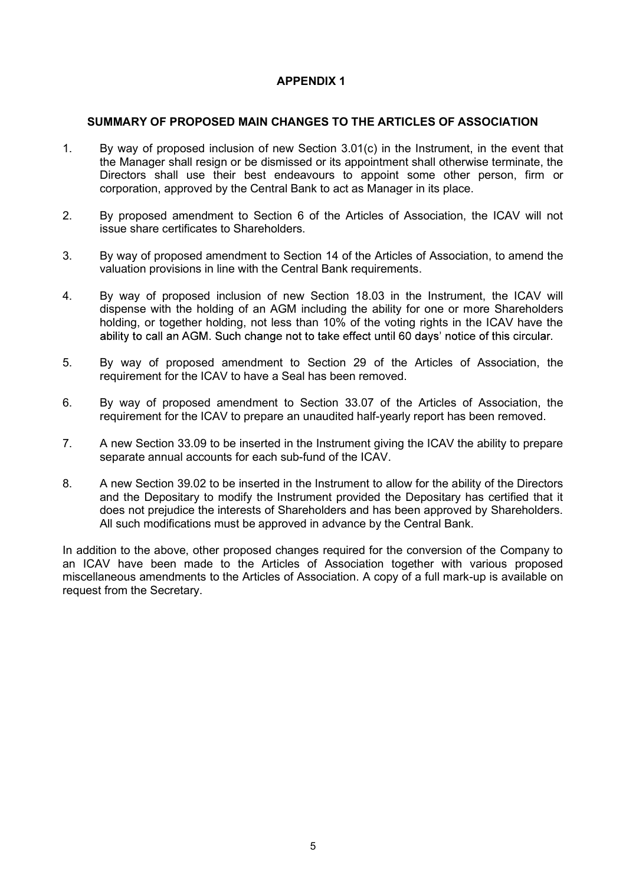## APPENDIX 1

### SUMMARY OF PROPOSED MAIN CHANGES TO THE ARTICLES OF ASSOCIATION

1. By way of proposed inclusion of new Section 3.01(c) in the Instrument, in the event that the Manager shall resign or be dismissed or its appointment shall otherwise terminate, the Directors shall use their best endeavours to appoint some other person, firm or corporation, approved by the Central Bank to act as Manager in its place.

2. By proposed amendment to Section 6 of the Articles of Association, the ICAV will not issue share certificates to Shareholders.

3. By way of proposed amendment to Section 14 of the Articles of Association, to amend the valuation provisions in line with the Central Bank requirements.

4. By way of proposed inclusion of new Section 18.03 in the Instrument, the ICAV will dispense with the holding of an AGM including the ability for one or more Shareholders holding, or together holding, not less than 10% of the voting rights in the ICAV have the ability to call an AGM. Such change not to take effect until 60 days' notice of this circular.

5. By way of proposed amendment to Section 29 of the Articles of Association, the requirement for the ICAV to have a Seal has been removed.

6. By way of proposed amendment to Section 33.07 of the Articles of Association, the requirement for the ICAV to prepare an unaudited half-yearly report has been removed.

7. A new Section 33.09 to be inserted in the Instrument giving the ICAV the ability to prepare separate annual accounts for each sub-fund of the ICAV.

8. A new Section 39.02 to be inserted in the Instrument to allow for the ability of the Directors and the Depositary to modify the Instrument provided the Depositary has certified that it does not prejudice the interests of Shareholders and has been approved by Shareholders. All such modifications must be approved in advance by the Central Bank.

In addition to the above, other proposed changes required for the conversion of the Company to an ICAV have been made to the Articles of Association together with various proposed miscellaneous amendments to the Articles of Association. A copy of a full mark-up is available on request from the Secretary.